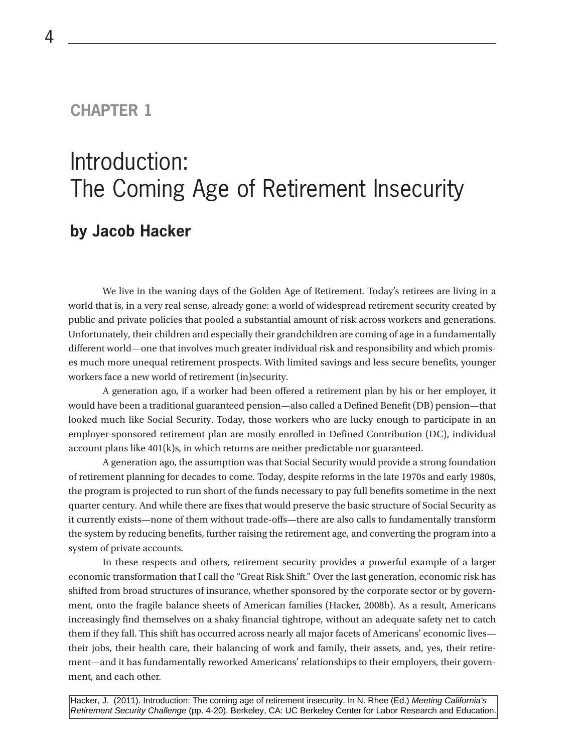CHAPTER 1

# Introduction:
# The Coming Age of Retirement Insecurity

## by Jacob Hacker

We live in the waning days of the Golden Age of Retirement. Today's retirees are living in a world that is, in a very real sense, already gone: a world of widespread retirement security created by public and private policies that pooled a substantial amount of risk across workers and generations. Unfortunately, their children and especially their grandchildren are coming of age in a fundamentally different world—one that involves much greater individual risk and responsibility and which promises much more unequal retirement prospects. With limited savings and less secure benefits, younger workers face a new world of retirement (in)security.

A generation ago, if a worker had been offered a retirement plan by his or her employer, it would have been a traditional guaranteed pension—also called a Defined Benefit (DB) pension—that looked much like Social Security. Today, those workers who are lucky enough to participate in an employer-sponsored retirement plan are mostly enrolled in Defined Contribution (DC), individual account plans like 401(k)s, in which returns are neither predictable nor guaranteed.

A generation ago, the assumption was that Social Security would provide a strong foundation of retirement planning for decades to come. Today, despite reforms in the late 1970s and early 1980s, the program is projected to run short of the funds necessary to pay full benefits sometime in the next quarter century. And while there are fixes that would preserve the basic structure of Social Security as it currently exists—none of them without trade-offs—there are also calls to fundamentally transform the system by reducing benefits, further raising the retirement age, and converting the program into a system of private accounts.

In these respects and others, retirement security provides a powerful example of a larger economic transformation that I call the "Great Risk Shift." Over the last generation, economic risk has shifted from broad structures of insurance, whether sponsored by the corporate sector or by government, onto the fragile balance sheets of American families (Hacker, 2008b). As a result, Americans increasingly find themselves on a shaky financial tightrope, without an adequate safety net to catch them if they fall. This shift has occurred across nearly all major facets of Americans' economic lives—their jobs, their health care, their balancing of work and family, their assets, and, yes, their retirement—and it has fundamentally reworked Americans' relationships to their employers, their government, and each other.

Hacker, J. (2011). Introduction: The coming age of retirement insecurity. In N. Rhee (Ed.) *Meeting California's Retirement Security Challenge* (pp. 4-20). Berkeley, CA: UC Berkeley Center for Labor Research and Education.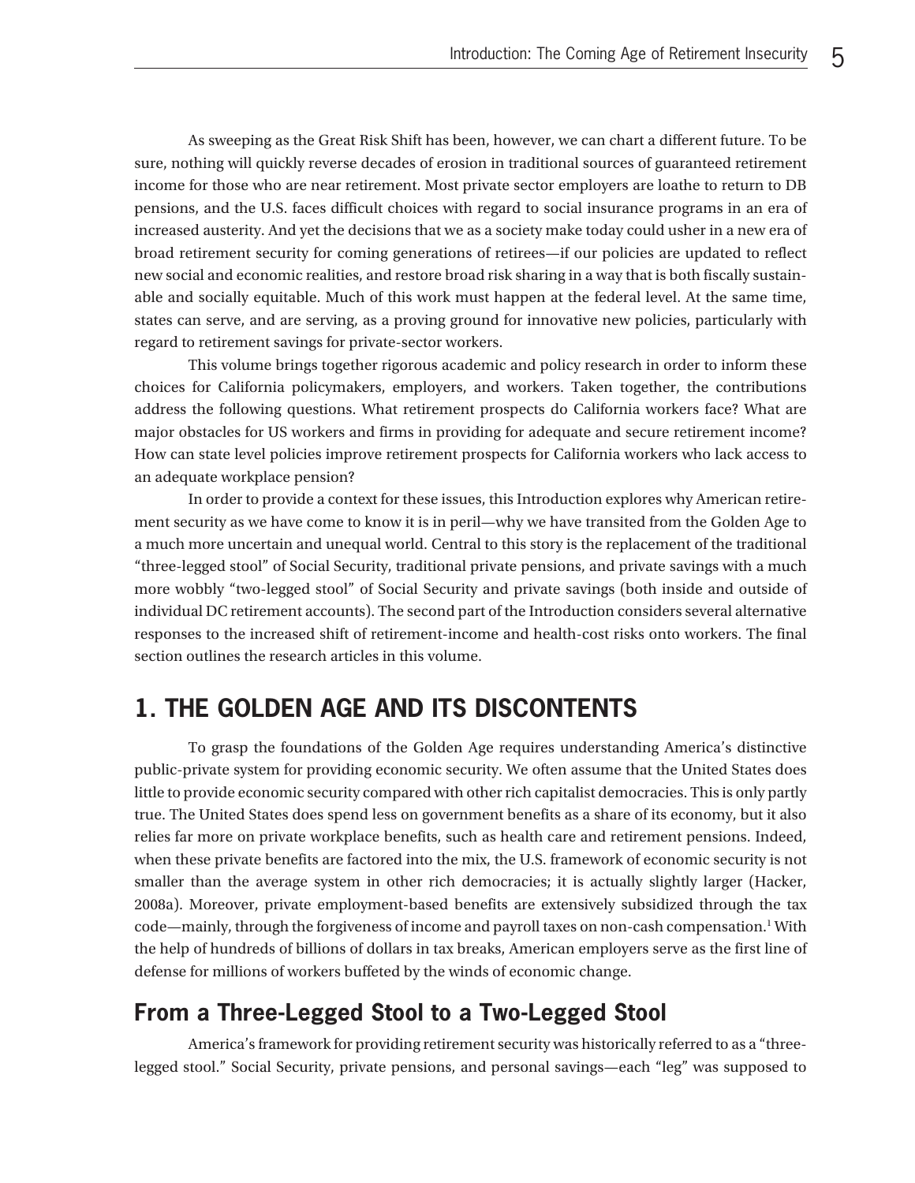As sweeping as the Great Risk Shift has been, however, we can chart a different future. To be sure, nothing will quickly reverse decades of erosion in traditional sources of guaranteed retirement income for those who are near retirement. Most private sector employers are loathe to return to DB pensions, and the U.S. faces difficult choices with regard to social insurance programs in an era of increased austerity. And yet the decisions that we as a society make today could usher in a new era of broad retirement security for coming generations of retirees—if our policies are updated to reflect new social and economic realities, and restore broad risk sharing in a way that is both fiscally sustainable and socially equitable. Much of this work must happen at the federal level. At the same time, states can serve, and are serving, as a proving ground for innovative new policies, particularly with regard to retirement savings for private-sector workers.

This volume brings together rigorous academic and policy research in order to inform these choices for California policymakers, employers, and workers. Taken together, the contributions address the following questions. What retirement prospects do California workers face? What are major obstacles for US workers and firms in providing for adequate and secure retirement income? How can state level policies improve retirement prospects for California workers who lack access to an adequate workplace pension?

In order to provide a context for these issues, this Introduction explores why American retirement security as we have come to know it is in peril—why we have transited from the Golden Age to a much more uncertain and unequal world. Central to this story is the replacement of the traditional "three-legged stool" of Social Security, traditional private pensions, and private savings with a much more wobbly "two-legged stool" of Social Security and private savings (both inside and outside of individual DC retirement accounts). The second part of the Introduction considers several alternative responses to the increased shift of retirement-income and health-cost risks onto workers. The final section outlines the research articles in this volume.

## 1. THE GOLDEN AGE AND ITS DISCONTENTS

To grasp the foundations of the Golden Age requires understanding America's distinctive public-private system for providing economic security. We often assume that the United States does little to provide economic security compared with other rich capitalist democracies. This is only partly true. The United States does spend less on government benefits as a share of its economy, but it also relies far more on private workplace benefits, such as health care and retirement pensions. Indeed, when these private benefits are factored into the mix, the U.S. framework of economic security is not smaller than the average system in other rich democracies; it is actually slightly larger (Hacker, 2008a). Moreover, private employment-based benefits are extensively subsidized through the tax code—mainly, through the forgiveness of income and payroll taxes on non-cash compensation.[1] With the help of hundreds of billions of dollars in tax breaks, American employers serve as the first line of defense for millions of workers buffeted by the winds of economic change.

### From a Three-Legged Stool to a Two-Legged Stool

America's framework for providing retirement security was historically referred to as a "three-legged stool." Social Security, private pensions, and personal savings—each "leg" was supposed to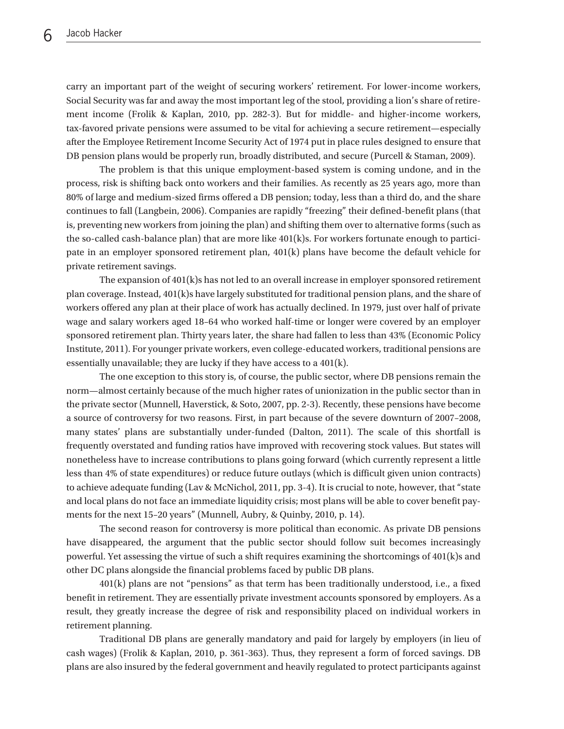carry an important part of the weight of securing workers' retirement. For lower-income workers, Social Security was far and away the most important leg of the stool, providing a lion's share of retirement income (Frolik & Kaplan, 2010, pp. 282-3). But for middle- and higher-income workers, tax-favored private pensions were assumed to be vital for achieving a secure retirement—especially after the Employee Retirement Income Security Act of 1974 put in place rules designed to ensure that DB pension plans would be properly run, broadly distributed, and secure (Purcell & Staman, 2009).

The problem is that this unique employment-based system is coming undone, and in the process, risk is shifting back onto workers and their families. As recently as 25 years ago, more than 80% of large and medium-sized firms offered a DB pension; today, less than a third do, and the share continues to fall (Langbein, 2006). Companies are rapidly "freezing" their defined-benefit plans (that is, preventing new workers from joining the plan) and shifting them over to alternative forms (such as the so-called cash-balance plan) that are more like 401(k)s. For workers fortunate enough to participate in an employer sponsored retirement plan, 401(k) plans have become the default vehicle for private retirement savings.

The expansion of 401(k)s has not led to an overall increase in employer sponsored retirement plan coverage. Instead, 401(k)s have largely substituted for traditional pension plans, and the share of workers offered any plan at their place of work has actually declined. In 1979, just over half of private wage and salary workers aged 18–64 who worked half-time or longer were covered by an employer sponsored retirement plan. Thirty years later, the share had fallen to less than 43% (Economic Policy Institute, 2011). For younger private workers, even college-educated workers, traditional pensions are essentially unavailable; they are lucky if they have access to a 401(k).

The one exception to this story is, of course, the public sector, where DB pensions remain the norm—almost certainly because of the much higher rates of unionization in the public sector than in the private sector (Munnell, Haverstick, & Soto, 2007, pp. 2-3). Recently, these pensions have become a source of controversy for two reasons. First, in part because of the severe downturn of 2007–2008, many states' plans are substantially under-funded (Dalton, 2011). The scale of this shortfall is frequently overstated and funding ratios have improved with recovering stock values. But states will nonetheless have to increase contributions to plans going forward (which currently represent a little less than 4% of state expenditures) or reduce future outlays (which is difficult given union contracts) to achieve adequate funding (Lav & McNichol, 2011, pp. 3-4). It is crucial to note, however, that "state and local plans do not face an immediate liquidity crisis; most plans will be able to cover benefit payments for the next 15–20 years" (Munnell, Aubry, & Quinby, 2010, p. 14).

The second reason for controversy is more political than economic. As private DB pensions have disappeared, the argument that the public sector should follow suit becomes increasingly powerful. Yet assessing the virtue of such a shift requires examining the shortcomings of 401(k)s and other DC plans alongside the financial problems faced by public DB plans.

401(k) plans are not "pensions" as that term has been traditionally understood, i.e., a fixed benefit in retirement. They are essentially private investment accounts sponsored by employers. As a result, they greatly increase the degree of risk and responsibility placed on individual workers in retirement planning.

Traditional DB plans are generally mandatory and paid for largely by employers (in lieu of cash wages) (Frolik & Kaplan, 2010, p. 361-363). Thus, they represent a form of forced savings. DB plans are also insured by the federal government and heavily regulated to protect participants against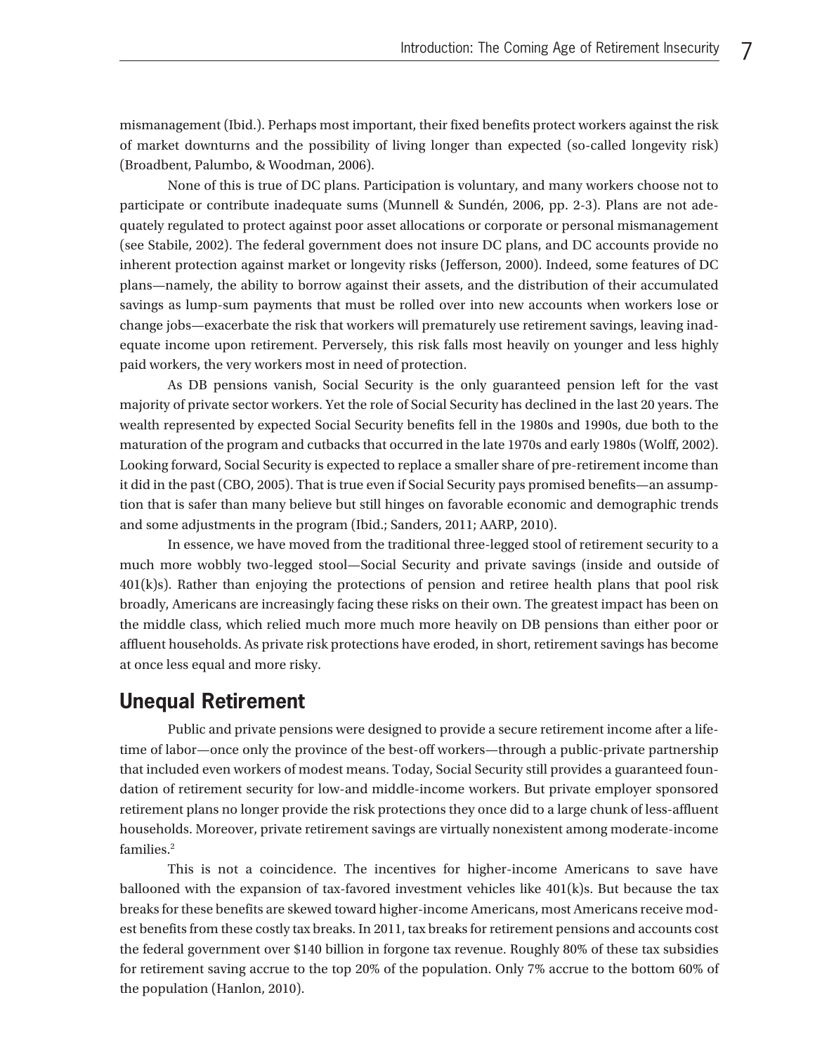mismanagement (Ibid.). Perhaps most important, their fixed benefits protect workers against the risk of market downturns and the possibility of living longer than expected (so-called longevity risk) (Broadbent, Palumbo, & Woodman, 2006).

None of this is true of DC plans. Participation is voluntary, and many workers choose not to participate or contribute inadequate sums (Munnell & Sundén, 2006, pp. 2-3). Plans are not adequately regulated to protect against poor asset allocations or corporate or personal mismanagement (see Stabile, 2002). The federal government does not insure DC plans, and DC accounts provide no inherent protection against market or longevity risks (Jefferson, 2000). Indeed, some features of DC plans—namely, the ability to borrow against their assets, and the distribution of their accumulated savings as lump-sum payments that must be rolled over into new accounts when workers lose or change jobs—exacerbate the risk that workers will prematurely use retirement savings, leaving inadequate income upon retirement. Perversely, this risk falls most heavily on younger and less highly paid workers, the very workers most in need of protection.

As DB pensions vanish, Social Security is the only guaranteed pension left for the vast majority of private sector workers. Yet the role of Social Security has declined in the last 20 years. The wealth represented by expected Social Security benefits fell in the 1980s and 1990s, due both to the maturation of the program and cutbacks that occurred in the late 1970s and early 1980s (Wolff, 2002). Looking forward, Social Security is expected to replace a smaller share of pre-retirement income than it did in the past (CBO, 2005). That is true even if Social Security pays promised benefits—an assumption that is safer than many believe but still hinges on favorable economic and demographic trends and some adjustments in the program (Ibid.; Sanders, 2011; AARP, 2010).

In essence, we have moved from the traditional three-legged stool of retirement security to a much more wobbly two-legged stool—Social Security and private savings (inside and outside of 401(k)s). Rather than enjoying the protections of pension and retiree health plans that pool risk broadly, Americans are increasingly facing these risks on their own. The greatest impact has been on the middle class, which relied much more much more heavily on DB pensions than either poor or affluent households. As private risk protections have eroded, in short, retirement savings has become at once less equal and more risky.

## Unequal Retirement

Public and private pensions were designed to provide a secure retirement income after a lifetime of labor—once only the province of the best-off workers—through a public-private partnership that included even workers of modest means. Today, Social Security still provides a guaranteed foundation of retirement security for low-and middle-income workers. But private employer sponsored retirement plans no longer provide the risk protections they once did to a large chunk of less-affluent households. Moreover, private retirement savings are virtually nonexistent among moderate-income families.[2]

This is not a coincidence. The incentives for higher-income Americans to save have ballooned with the expansion of tax-favored investment vehicles like 401(k)s. But because the tax breaks for these benefits are skewed toward higher-income Americans, most Americans receive modest benefits from these costly tax breaks. In 2011, tax breaks for retirement pensions and accounts cost the federal government over $140 billion in forgone tax revenue. Roughly 80% of these tax subsidies for retirement saving accrue to the top 20% of the population. Only 7% accrue to the bottom 60% of the population (Hanlon, 2010).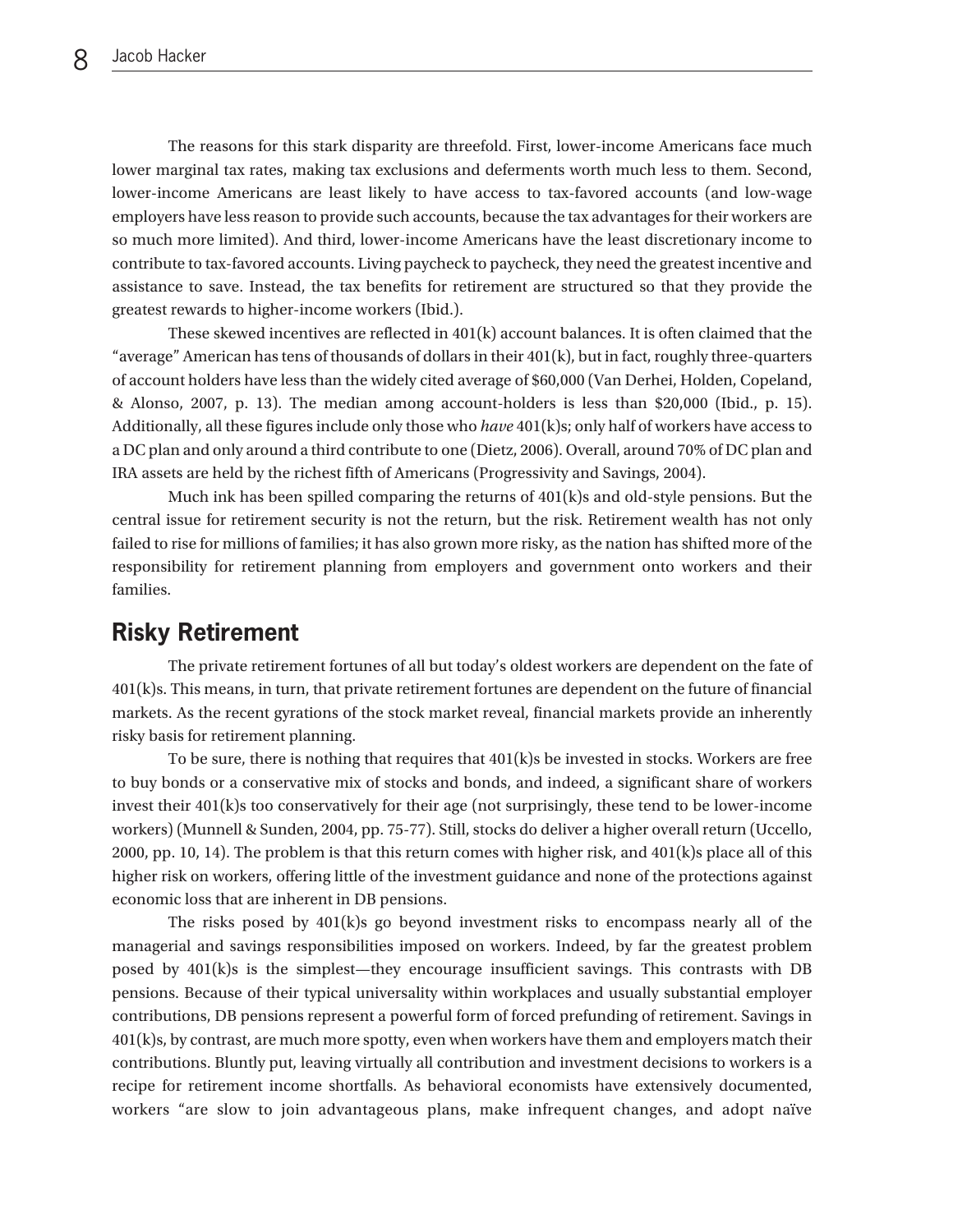The reasons for this stark disparity are threefold. First, lower-income Americans face much lower marginal tax rates, making tax exclusions and deferments worth much less to them. Second, lower-income Americans are least likely to have access to tax-favored accounts (and low-wage employers have less reason to provide such accounts, because the tax advantages for their workers are so much more limited). And third, lower-income Americans have the least discretionary income to contribute to tax-favored accounts. Living paycheck to paycheck, they need the greatest incentive and assistance to save. Instead, the tax benefits for retirement are structured so that they provide the greatest rewards to higher-income workers (Ibid.).

These skewed incentives are reflected in 401(k) account balances. It is often claimed that the "average" American has tens of thousands of dollars in their 401(k), but in fact, roughly three-quarters of account holders have less than the widely cited average of $60,000 (Van Derhei, Holden, Copeland, & Alonso, 2007, p. 13). The median among account-holders is less than $20,000 (Ibid., p. 15). Additionally, all these figures include only those who *have* 401(k)s; only half of workers have access to a DC plan and only around a third contribute to one (Dietz, 2006). Overall, around 70% of DC plan and IRA assets are held by the richest fifth of Americans (Progressivity and Savings, 2004).

Much ink has been spilled comparing the returns of 401(k)s and old-style pensions. But the central issue for retirement security is not the return, but the risk. Retirement wealth has not only failed to rise for millions of families; it has also grown more risky, as the nation has shifted more of the responsibility for retirement planning from employers and government onto workers and their families.

## Risky Retirement

The private retirement fortunes of all but today's oldest workers are dependent on the fate of 401(k)s. This means, in turn, that private retirement fortunes are dependent on the future of financial markets. As the recent gyrations of the stock market reveal, financial markets provide an inherently risky basis for retirement planning.

To be sure, there is nothing that requires that 401(k)s be invested in stocks. Workers are free to buy bonds or a conservative mix of stocks and bonds, and indeed, a significant share of workers invest their 401(k)s too conservatively for their age (not surprisingly, these tend to be lower-income workers) (Munnell & Sunden, 2004, pp. 75-77). Still, stocks do deliver a higher overall return (Uccello, 2000, pp. 10, 14). The problem is that this return comes with higher risk, and 401(k)s place all of this higher risk on workers, offering little of the investment guidance and none of the protections against economic loss that are inherent in DB pensions.

The risks posed by 401(k)s go beyond investment risks to encompass nearly all of the managerial and savings responsibilities imposed on workers. Indeed, by far the greatest problem posed by 401(k)s is the simplest—they encourage insufficient savings. This contrasts with DB pensions. Because of their typical universality within workplaces and usually substantial employer contributions, DB pensions represent a powerful form of forced prefunding of retirement. Savings in 401(k)s, by contrast, are much more spotty, even when workers have them and employers match their contributions. Bluntly put, leaving virtually all contribution and investment decisions to workers is a recipe for retirement income shortfalls. As behavioral economists have extensively documented, workers "are slow to join advantageous plans, make infrequent changes, and adopt naïve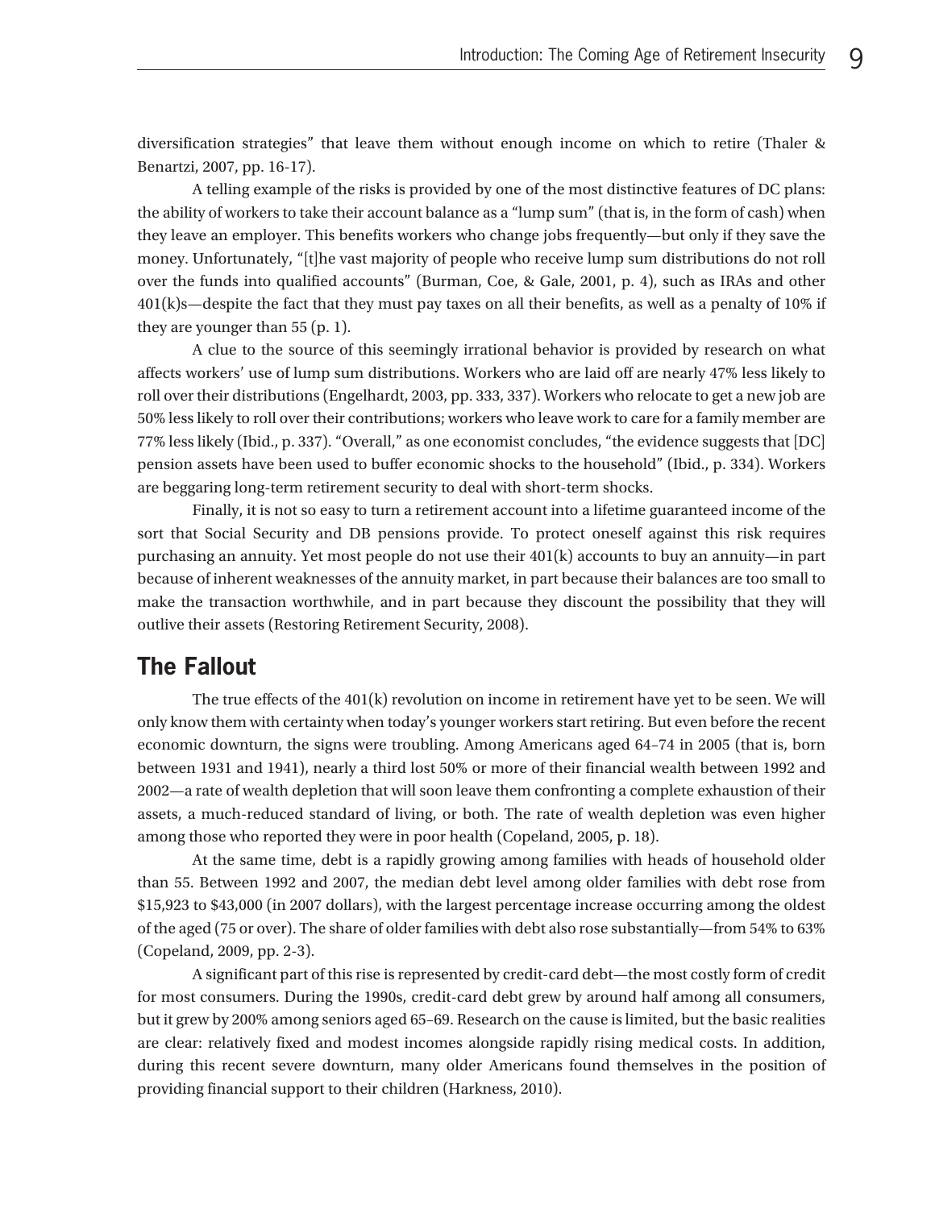diversification strategies" that leave them without enough income on which to retire (Thaler & Benartzi, 2007, pp. 16-17).

A telling example of the risks is provided by one of the most distinctive features of DC plans: the ability of workers to take their account balance as a "lump sum" (that is, in the form of cash) when they leave an employer. This benefits workers who change jobs frequently—but only if they save the money. Unfortunately, "[t]he vast majority of people who receive lump sum distributions do not roll over the funds into qualified accounts" (Burman, Coe, & Gale, 2001, p. 4), such as IRAs and other 401(k)s—despite the fact that they must pay taxes on all their benefits, as well as a penalty of 10% if they are younger than 55 (p. 1).

A clue to the source of this seemingly irrational behavior is provided by research on what affects workers' use of lump sum distributions. Workers who are laid off are nearly 47% less likely to roll over their distributions (Engelhardt, 2003, pp. 333, 337). Workers who relocate to get a new job are 50% less likely to roll over their contributions; workers who leave work to care for a family member are 77% less likely (Ibid., p. 337). "Overall," as one economist concludes, "the evidence suggests that [DC] pension assets have been used to buffer economic shocks to the household" (Ibid., p. 334). Workers are beggaring long-term retirement security to deal with short-term shocks.

Finally, it is not so easy to turn a retirement account into a lifetime guaranteed income of the sort that Social Security and DB pensions provide. To protect oneself against this risk requires purchasing an annuity. Yet most people do not use their 401(k) accounts to buy an annuity—in part because of inherent weaknesses of the annuity market, in part because their balances are too small to make the transaction worthwhile, and in part because they discount the possibility that they will outlive their assets (Restoring Retirement Security, 2008).

## The Fallout

The true effects of the 401(k) revolution on income in retirement have yet to be seen. We will only know them with certainty when today's younger workers start retiring. But even before the recent economic downturn, the signs were troubling. Among Americans aged 64–74 in 2005 (that is, born between 1931 and 1941), nearly a third lost 50% or more of their financial wealth between 1992 and 2002—a rate of wealth depletion that will soon leave them confronting a complete exhaustion of their assets, a much-reduced standard of living, or both. The rate of wealth depletion was even higher among those who reported they were in poor health (Copeland, 2005, p. 18).

At the same time, debt is a rapidly growing among families with heads of household older than 55. Between 1992 and 2007, the median debt level among older families with debt rose from $15,923 to $43,000 (in 2007 dollars), with the largest percentage increase occurring among the oldest of the aged (75 or over). The share of older families with debt also rose substantially—from 54% to 63% (Copeland, 2009, pp. 2-3).

A significant part of this rise is represented by credit-card debt—the most costly form of credit for most consumers. During the 1990s, credit-card debt grew by around half among all consumers, but it grew by 200% among seniors aged 65–69. Research on the cause is limited, but the basic realities are clear: relatively fixed and modest incomes alongside rapidly rising medical costs. In addition, during this recent severe downturn, many older Americans found themselves in the position of providing financial support to their children (Harkness, 2010).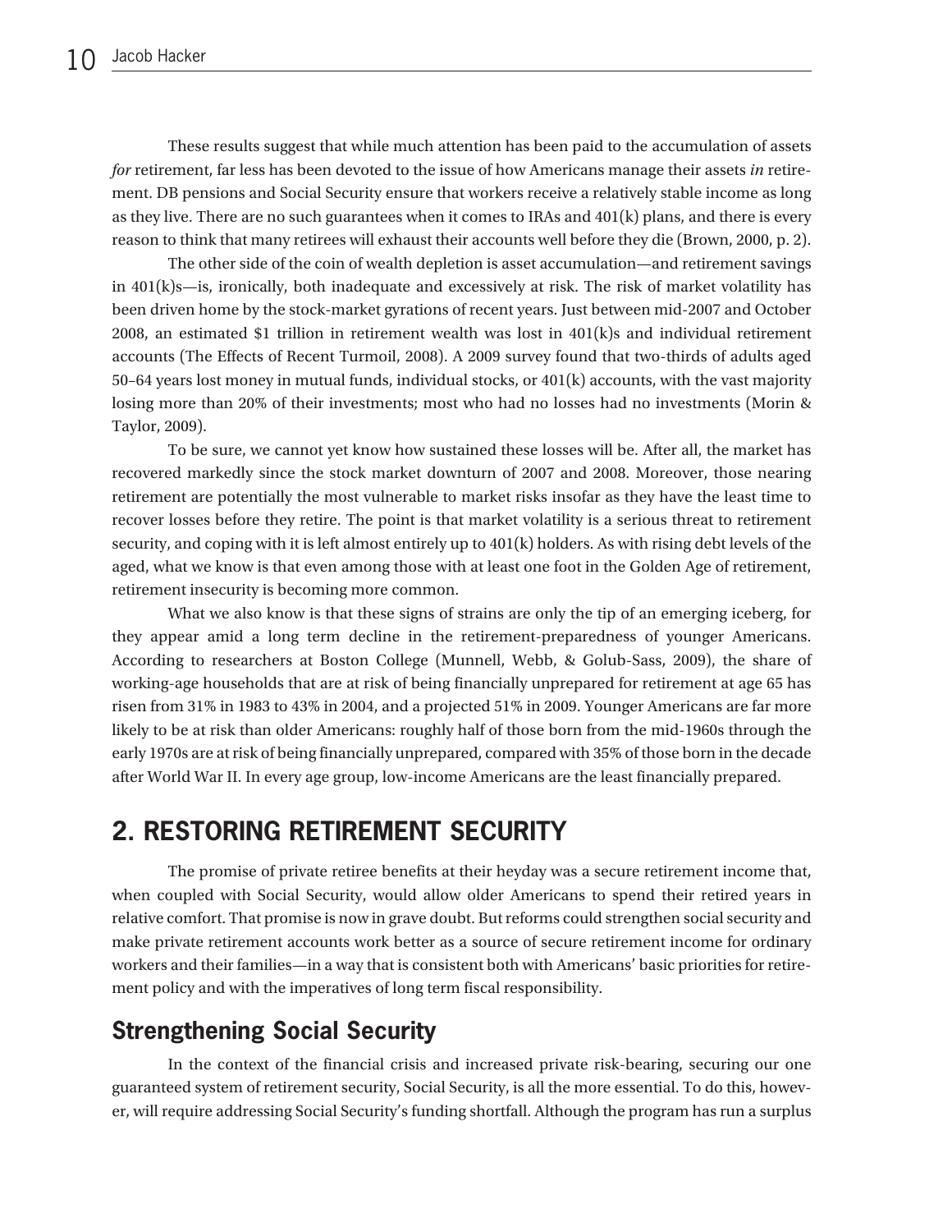These results suggest that while much attention has been paid to the accumulation of assets *for* retirement, far less has been devoted to the issue of how Americans manage their assets *in* retirement. DB pensions and Social Security ensure that workers receive a relatively stable income as long as they live. There are no such guarantees when it comes to IRAs and 401(k) plans, and there is every reason to think that many retirees will exhaust their accounts well before they die (Brown, 2000, p. 2).

The other side of the coin of wealth depletion is asset accumulation—and retirement savings in 401(k)s—is, ironically, both inadequate and excessively at risk. The risk of market volatility has been driven home by the stock-market gyrations of recent years. Just between mid-2007 and October 2008, an estimated $1 trillion in retirement wealth was lost in 401(k)s and individual retirement accounts (The Effects of Recent Turmoil, 2008). A 2009 survey found that two-thirds of adults aged 50–64 years lost money in mutual funds, individual stocks, or 401(k) accounts, with the vast majority losing more than 20% of their investments; most who had no losses had no investments (Morin & Taylor, 2009).

To be sure, we cannot yet know how sustained these losses will be. After all, the market has recovered markedly since the stock market downturn of 2007 and 2008. Moreover, those nearing retirement are potentially the most vulnerable to market risks insofar as they have the least time to recover losses before they retire. The point is that market volatility is a serious threat to retirement security, and coping with it is left almost entirely up to 401(k) holders. As with rising debt levels of the aged, what we know is that even among those with at least one foot in the Golden Age of retirement, retirement insecurity is becoming more common.

What we also know is that these signs of strains are only the tip of an emerging iceberg, for they appear amid a long term decline in the retirement-preparedness of younger Americans. According to researchers at Boston College (Munnell, Webb, & Golub-Sass, 2009), the share of working-age households that are at risk of being financially unprepared for retirement at age 65 has risen from 31% in 1983 to 43% in 2004, and a projected 51% in 2009. Younger Americans are far more likely to be at risk than older Americans: roughly half of those born from the mid-1960s through the early 1970s are at risk of being financially unprepared, compared with 35% of those born in the decade after World War II. In every age group, low-income Americans are the least financially prepared.

## 2. RESTORING RETIREMENT SECURITY

The promise of private retiree benefits at their heyday was a secure retirement income that, when coupled with Social Security, would allow older Americans to spend their retired years in relative comfort. That promise is now in grave doubt. But reforms could strengthen social security and make private retirement accounts work better as a source of secure retirement income for ordinary workers and their families—in a way that is consistent both with Americans' basic priorities for retirement policy and with the imperatives of long term fiscal responsibility.

### Strengthening Social Security

In the context of the financial crisis and increased private risk-bearing, securing our one guaranteed system of retirement security, Social Security, is all the more essential. To do this, however, will require addressing Social Security's funding shortfall. Although the program has run a surplus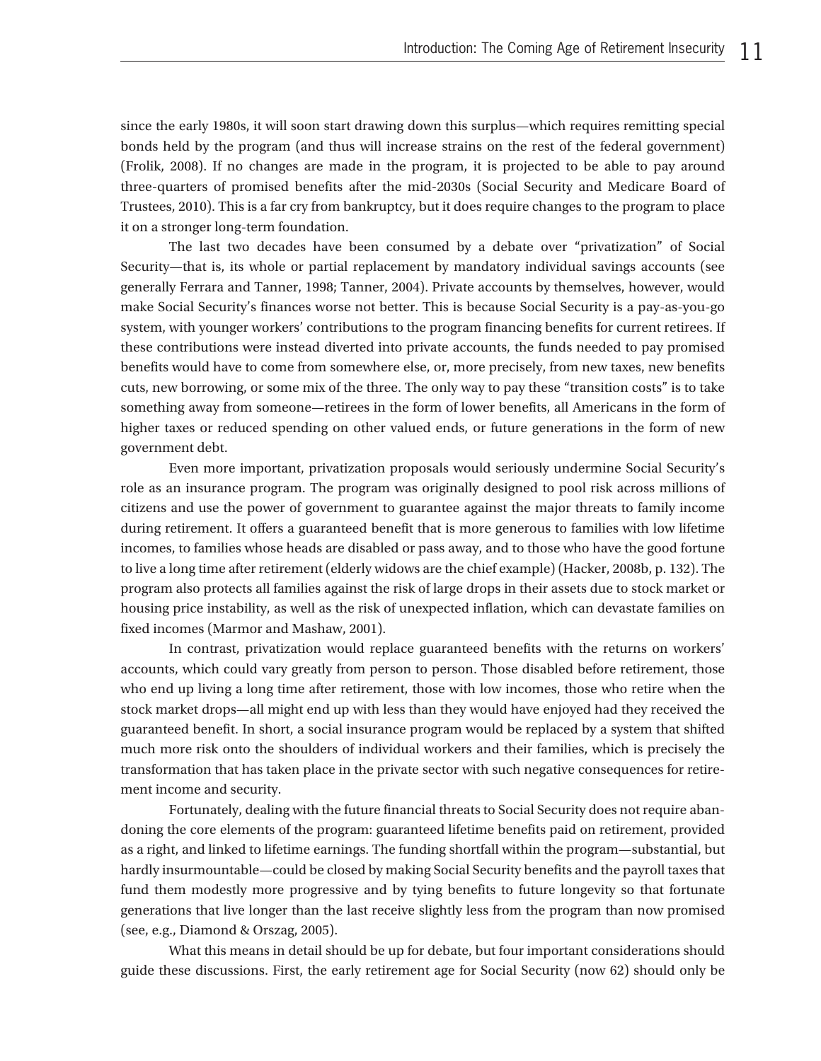since the early 1980s, it will soon start drawing down this surplus—which requires remitting special bonds held by the program (and thus will increase strains on the rest of the federal government) (Frolik, 2008). If no changes are made in the program, it is projected to be able to pay around three-quarters of promised benefits after the mid-2030s (Social Security and Medicare Board of Trustees, 2010). This is a far cry from bankruptcy, but it does require changes to the program to place it on a stronger long-term foundation.

The last two decades have been consumed by a debate over "privatization" of Social Security—that is, its whole or partial replacement by mandatory individual savings accounts (see generally Ferrara and Tanner, 1998; Tanner, 2004). Private accounts by themselves, however, would make Social Security's finances worse not better. This is because Social Security is a pay-as-you-go system, with younger workers' contributions to the program financing benefits for current retirees. If these contributions were instead diverted into private accounts, the funds needed to pay promised benefits would have to come from somewhere else, or, more precisely, from new taxes, new benefits cuts, new borrowing, or some mix of the three. The only way to pay these "transition costs" is to take something away from someone—retirees in the form of lower benefits, all Americans in the form of higher taxes or reduced spending on other valued ends, or future generations in the form of new government debt.

Even more important, privatization proposals would seriously undermine Social Security's role as an insurance program. The program was originally designed to pool risk across millions of citizens and use the power of government to guarantee against the major threats to family income during retirement. It offers a guaranteed benefit that is more generous to families with low lifetime incomes, to families whose heads are disabled or pass away, and to those who have the good fortune to live a long time after retirement (elderly widows are the chief example) (Hacker, 2008b, p. 132). The program also protects all families against the risk of large drops in their assets due to stock market or housing price instability, as well as the risk of unexpected inflation, which can devastate families on fixed incomes (Marmor and Mashaw, 2001).

In contrast, privatization would replace guaranteed benefits with the returns on workers' accounts, which could vary greatly from person to person. Those disabled before retirement, those who end up living a long time after retirement, those with low incomes, those who retire when the stock market drops—all might end up with less than they would have enjoyed had they received the guaranteed benefit. In short, a social insurance program would be replaced by a system that shifted much more risk onto the shoulders of individual workers and their families, which is precisely the transformation that has taken place in the private sector with such negative consequences for retirement income and security.

Fortunately, dealing with the future financial threats to Social Security does not require abandoning the core elements of the program: guaranteed lifetime benefits paid on retirement, provided as a right, and linked to lifetime earnings. The funding shortfall within the program—substantial, but hardly insurmountable—could be closed by making Social Security benefits and the payroll taxes that fund them modestly more progressive and by tying benefits to future longevity so that fortunate generations that live longer than the last receive slightly less from the program than now promised (see, e.g., Diamond & Orszag, 2005).

What this means in detail should be up for debate, but four important considerations should guide these discussions. First, the early retirement age for Social Security (now 62) should only be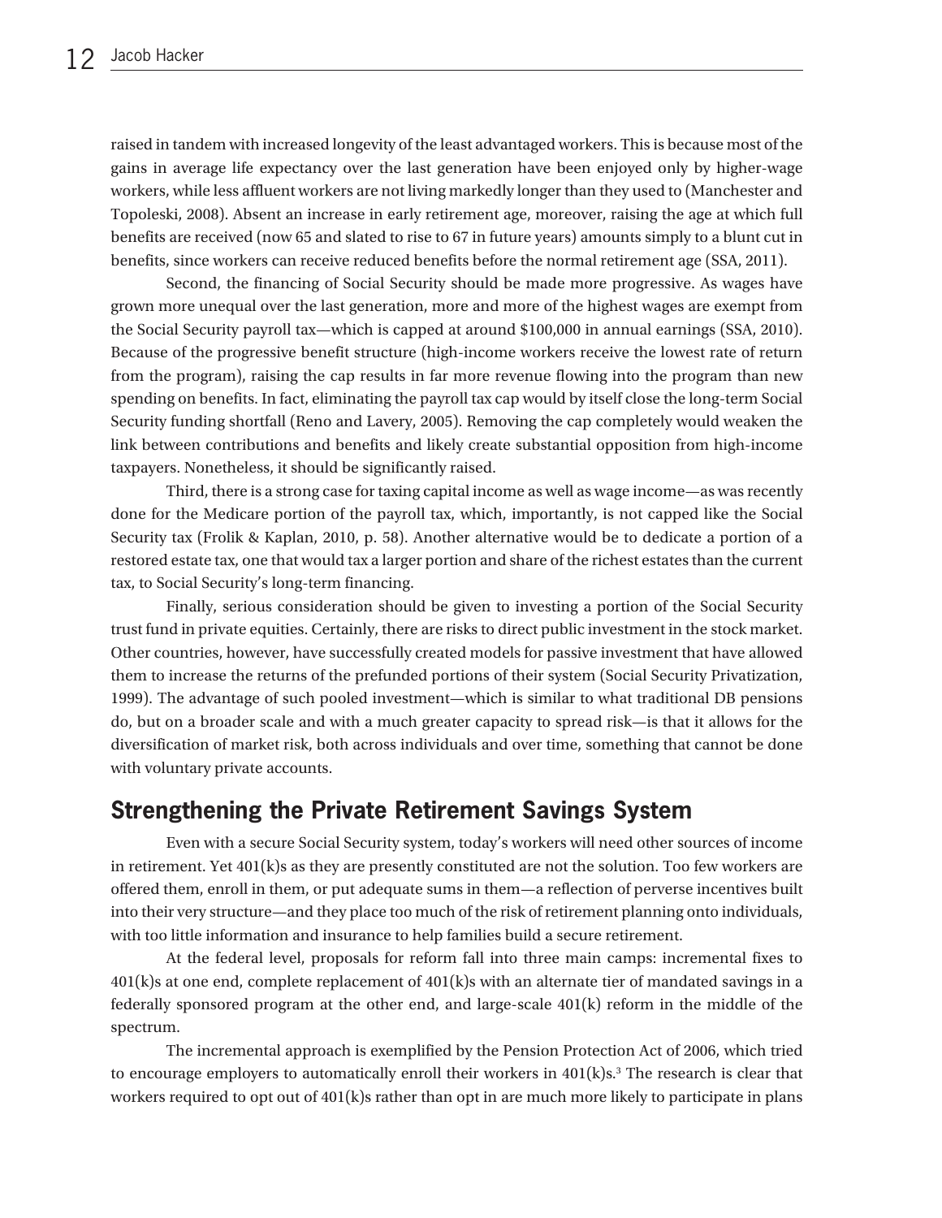raised in tandem with increased longevity of the least advantaged workers. This is because most of the gains in average life expectancy over the last generation have been enjoyed only by higher-wage workers, while less affluent workers are not living markedly longer than they used to (Manchester and Topoleski, 2008). Absent an increase in early retirement age, moreover, raising the age at which full benefits are received (now 65 and slated to rise to 67 in future years) amounts simply to a blunt cut in benefits, since workers can receive reduced benefits before the normal retirement age (SSA, 2011).

Second, the financing of Social Security should be made more progressive. As wages have grown more unequal over the last generation, more and more of the highest wages are exempt from the Social Security payroll tax—which is capped at around $100,000 in annual earnings (SSA, 2010). Because of the progressive benefit structure (high-income workers receive the lowest rate of return from the program), raising the cap results in far more revenue flowing into the program than new spending on benefits. In fact, eliminating the payroll tax cap would by itself close the long-term Social Security funding shortfall (Reno and Lavery, 2005). Removing the cap completely would weaken the link between contributions and benefits and likely create substantial opposition from high-income taxpayers. Nonetheless, it should be significantly raised.

Third, there is a strong case for taxing capital income as well as wage income—as was recently done for the Medicare portion of the payroll tax, which, importantly, is not capped like the Social Security tax (Frolik & Kaplan, 2010, p. 58). Another alternative would be to dedicate a portion of a restored estate tax, one that would tax a larger portion and share of the richest estates than the current tax, to Social Security's long-term financing.

Finally, serious consideration should be given to investing a portion of the Social Security trust fund in private equities. Certainly, there are risks to direct public investment in the stock market. Other countries, however, have successfully created models for passive investment that have allowed them to increase the returns of the prefunded portions of their system (Social Security Privatization, 1999). The advantage of such pooled investment—which is similar to what traditional DB pensions do, but on a broader scale and with a much greater capacity to spread risk—is that it allows for the diversification of market risk, both across individuals and over time, something that cannot be done with voluntary private accounts.

## Strengthening the Private Retirement Savings System

Even with a secure Social Security system, today's workers will need other sources of income in retirement. Yet 401(k)s as they are presently constituted are not the solution. Too few workers are offered them, enroll in them, or put adequate sums in them—a reflection of perverse incentives built into their very structure—and they place too much of the risk of retirement planning onto individuals, with too little information and insurance to help families build a secure retirement.

At the federal level, proposals for reform fall into three main camps: incremental fixes to 401(k)s at one end, complete replacement of 401(k)s with an alternate tier of mandated savings in a federally sponsored program at the other end, and large-scale 401(k) reform in the middle of the spectrum.

The incremental approach is exemplified by the Pension Protection Act of 2006, which tried to encourage employers to automatically enroll their workers in 401(k)s.[3] The research is clear that workers required to opt out of 401(k)s rather than opt in are much more likely to participate in plans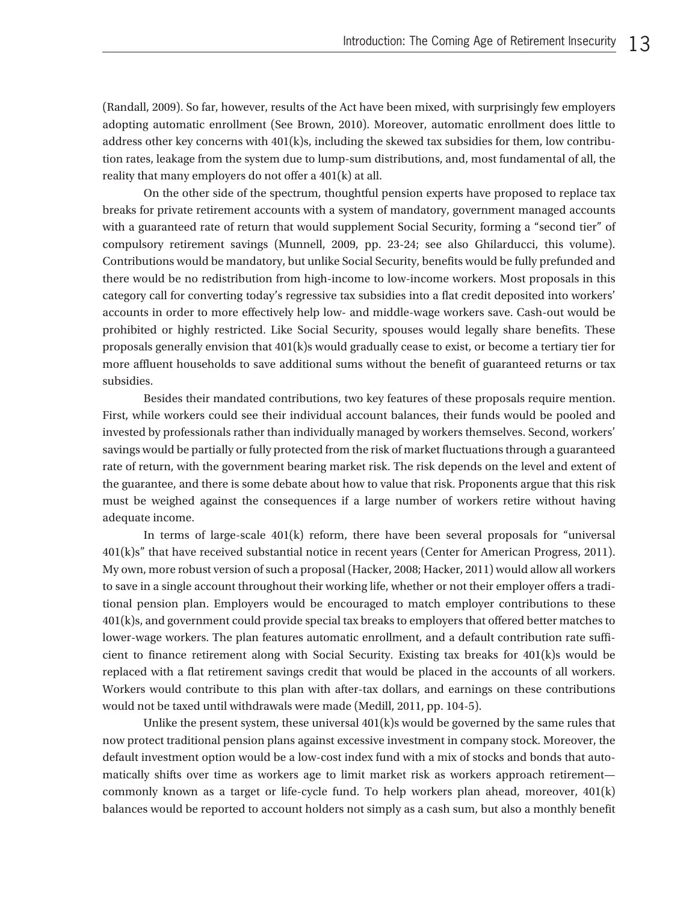(Randall, 2009). So far, however, results of the Act have been mixed, with surprisingly few employers adopting automatic enrollment (See Brown, 2010). Moreover, automatic enrollment does little to address other key concerns with 401(k)s, including the skewed tax subsidies for them, low contribution rates, leakage from the system due to lump-sum distributions, and, most fundamental of all, the reality that many employers do not offer a 401(k) at all.

On the other side of the spectrum, thoughtful pension experts have proposed to replace tax breaks for private retirement accounts with a system of mandatory, government managed accounts with a guaranteed rate of return that would supplement Social Security, forming a "second tier" of compulsory retirement savings (Munnell, 2009, pp. 23-24; see also Ghilarducci, this volume). Contributions would be mandatory, but unlike Social Security, benefits would be fully prefunded and there would be no redistribution from high-income to low-income workers. Most proposals in this category call for converting today's regressive tax subsidies into a flat credit deposited into workers' accounts in order to more effectively help low- and middle-wage workers save. Cash-out would be prohibited or highly restricted. Like Social Security, spouses would legally share benefits. These proposals generally envision that 401(k)s would gradually cease to exist, or become a tertiary tier for more affluent households to save additional sums without the benefit of guaranteed returns or tax subsidies.

Besides their mandated contributions, two key features of these proposals require mention. First, while workers could see their individual account balances, their funds would be pooled and invested by professionals rather than individually managed by workers themselves. Second, workers' savings would be partially or fully protected from the risk of market fluctuations through a guaranteed rate of return, with the government bearing market risk. The risk depends on the level and extent of the guarantee, and there is some debate about how to value that risk. Proponents argue that this risk must be weighed against the consequences if a large number of workers retire without having adequate income.

In terms of large-scale 401(k) reform, there have been several proposals for "universal 401(k)s" that have received substantial notice in recent years (Center for American Progress, 2011). My own, more robust version of such a proposal (Hacker, 2008; Hacker, 2011) would allow all workers to save in a single account throughout their working life, whether or not their employer offers a traditional pension plan. Employers would be encouraged to match employer contributions to these 401(k)s, and government could provide special tax breaks to employers that offered better matches to lower-wage workers. The plan features automatic enrollment, and a default contribution rate sufficient to finance retirement along with Social Security. Existing tax breaks for 401(k)s would be replaced with a flat retirement savings credit that would be placed in the accounts of all workers. Workers would contribute to this plan with after-tax dollars, and earnings on these contributions would not be taxed until withdrawals were made (Medill, 2011, pp. 104-5).

Unlike the present system, these universal 401(k)s would be governed by the same rules that now protect traditional pension plans against excessive investment in company stock. Moreover, the default investment option would be a low-cost index fund with a mix of stocks and bonds that automatically shifts over time as workers age to limit market risk as workers approach retirement—commonly known as a target or life-cycle fund. To help workers plan ahead, moreover, 401(k) balances would be reported to account holders not simply as a cash sum, but also a monthly benefit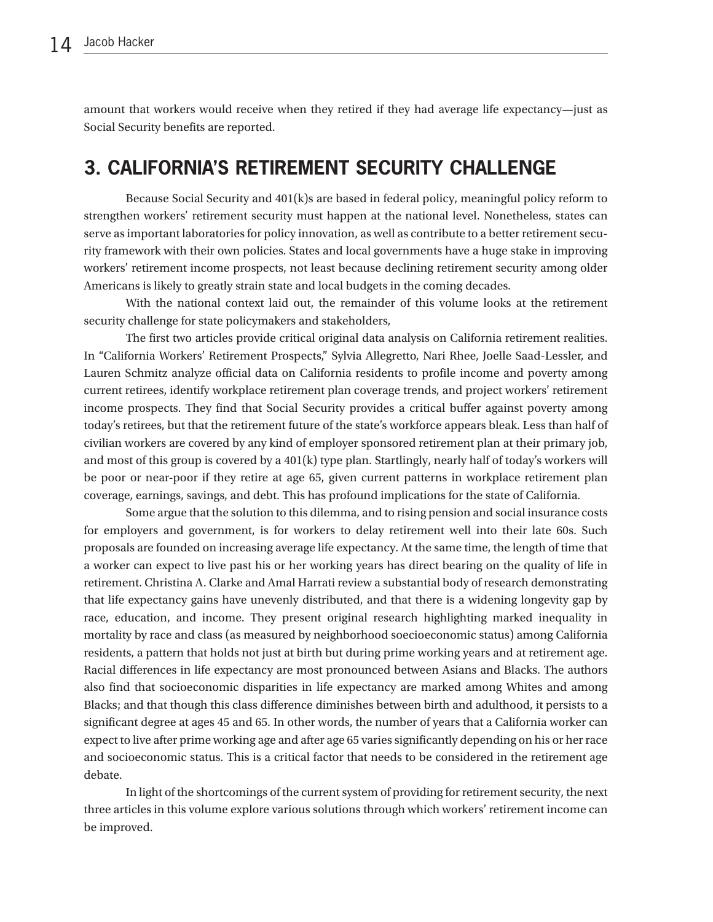amount that workers would receive when they retired if they had average life expectancy—just as Social Security benefits are reported.

## 3. CALIFORNIA'S RETIREMENT SECURITY CHALLENGE

Because Social Security and 401(k)s are based in federal policy, meaningful policy reform to strengthen workers' retirement security must happen at the national level. Nonetheless, states can serve as important laboratories for policy innovation, as well as contribute to a better retirement security framework with their own policies. States and local governments have a huge stake in improving workers' retirement income prospects, not least because declining retirement security among older Americans is likely to greatly strain state and local budgets in the coming decades.

With the national context laid out, the remainder of this volume looks at the retirement security challenge for state policymakers and stakeholders,

The first two articles provide critical original data analysis on California retirement realities. In "California Workers' Retirement Prospects," Sylvia Allegretto, Nari Rhee, Joelle Saad-Lessler, and Lauren Schmitz analyze official data on California residents to profile income and poverty among current retirees, identify workplace retirement plan coverage trends, and project workers' retirement income prospects. They find that Social Security provides a critical buffer against poverty among today's retirees, but that the retirement future of the state's workforce appears bleak. Less than half of civilian workers are covered by any kind of employer sponsored retirement plan at their primary job, and most of this group is covered by a 401(k) type plan. Startlingly, nearly half of today's workers will be poor or near-poor if they retire at age 65, given current patterns in workplace retirement plan coverage, earnings, savings, and debt. This has profound implications for the state of California.

Some argue that the solution to this dilemma, and to rising pension and social insurance costs for employers and government, is for workers to delay retirement well into their late 60s. Such proposals are founded on increasing average life expectancy. At the same time, the length of time that a worker can expect to live past his or her working years has direct bearing on the quality of life in retirement. Christina A. Clarke and Amal Harrati review a substantial body of research demonstrating that life expectancy gains have unevenly distributed, and that there is a widening longevity gap by race, education, and income. They present original research highlighting marked inequality in mortality by race and class (as measured by neighborhood soecioeconomic status) among California residents, a pattern that holds not just at birth but during prime working years and at retirement age. Racial differences in life expectancy are most pronounced between Asians and Blacks. The authors also find that socioeconomic disparities in life expectancy are marked among Whites and among Blacks; and that though this class difference diminishes between birth and adulthood, it persists to a significant degree at ages 45 and 65. In other words, the number of years that a California worker can expect to live after prime working age and after age 65 varies significantly depending on his or her race and socioeconomic status. This is a critical factor that needs to be considered in the retirement age debate.

In light of the shortcomings of the current system of providing for retirement security, the next three articles in this volume explore various solutions through which workers' retirement income can be improved.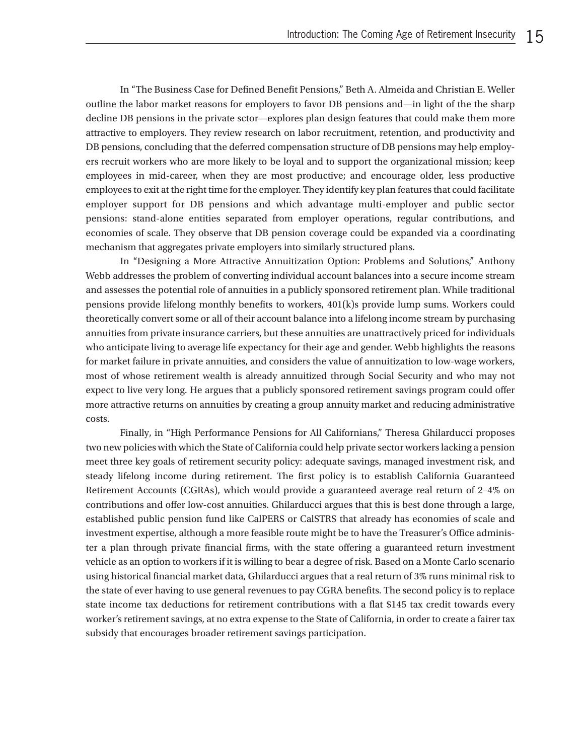In "The Business Case for Defined Benefit Pensions," Beth A. Almeida and Christian E. Weller outline the labor market reasons for employers to favor DB pensions and—in light of the the sharp decline DB pensions in the private sctor—explores plan design features that could make them more attractive to employers. They review research on labor recruitment, retention, and productivity and DB pensions, concluding that the deferred compensation structure of DB pensions may help employers recruit workers who are more likely to be loyal and to support the organizational mission; keep employees in mid-career, when they are most productive; and encourage older, less productive employees to exit at the right time for the employer. They identify key plan features that could facilitate employer support for DB pensions and which advantage multi-employer and public sector pensions: stand-alone entities separated from employer operations, regular contributions, and economies of scale. They observe that DB pension coverage could be expanded via a coordinating mechanism that aggregates private employers into similarly structured plans.

In "Designing a More Attractive Annuitization Option: Problems and Solutions," Anthony Webb addresses the problem of converting individual account balances into a secure income stream and assesses the potential role of annuities in a publicly sponsored retirement plan. While traditional pensions provide lifelong monthly benefits to workers, 401(k)s provide lump sums. Workers could theoretically convert some or all of their account balance into a lifelong income stream by purchasing annuities from private insurance carriers, but these annuities are unattractively priced for individuals who anticipate living to average life expectancy for their age and gender. Webb highlights the reasons for market failure in private annuities, and considers the value of annuitization to low-wage workers, most of whose retirement wealth is already annuitized through Social Security and who may not expect to live very long. He argues that a publicly sponsored retirement savings program could offer more attractive returns on annuities by creating a group annuity market and reducing administrative costs.

Finally, in "High Performance Pensions for All Californians," Theresa Ghilarducci proposes two new policies with which the State of California could help private sector workers lacking a pension meet three key goals of retirement security policy: adequate savings, managed investment risk, and steady lifelong income during retirement. The first policy is to establish California Guaranteed Retirement Accounts (CGRAs), which would provide a guaranteed average real return of 2–4% on contributions and offer low-cost annuities. Ghilarducci argues that this is best done through a large, established public pension fund like CalPERS or CalSTRS that already has economies of scale and investment expertise, although a more feasible route might be to have the Treasurer's Office administer a plan through private financial firms, with the state offering a guaranteed return investment vehicle as an option to workers if it is willing to bear a degree of risk. Based on a Monte Carlo scenario using historical financial market data, Ghilarducci argues that a real return of 3% runs minimal risk to the state of ever having to use general revenues to pay CGRA benefits. The second policy is to replace state income tax deductions for retirement contributions with a flat $145 tax credit towards every worker's retirement savings, at no extra expense to the State of California, in order to create a fairer tax subsidy that encourages broader retirement savings participation.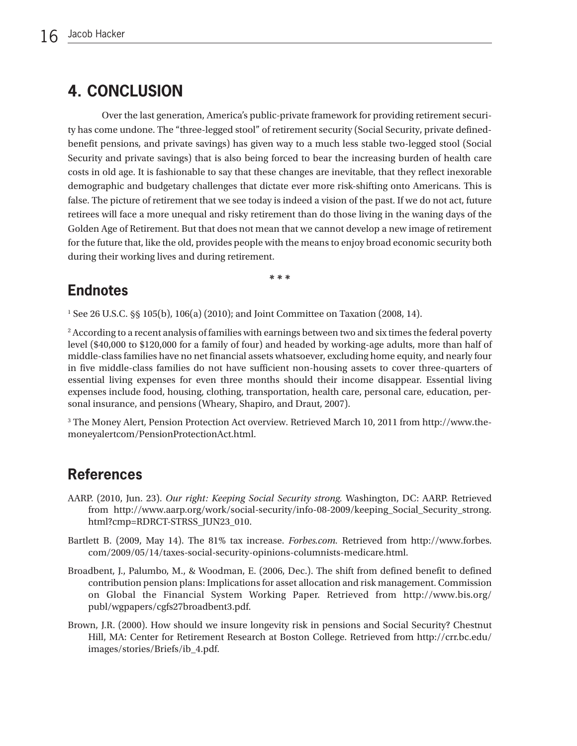## 4. CONCLUSION

Over the last generation, America's public-private framework for providing retirement security has come undone. The "three-legged stool" of retirement security (Social Security, private defined-benefit pensions, and private savings) has given way to a much less stable two-legged stool (Social Security and private savings) that is also being forced to bear the increasing burden of health care costs in old age. It is fashionable to say that these changes are inevitable, that they reflect inexorable demographic and budgetary challenges that dictate ever more risk-shifting onto Americans. This is false. The picture of retirement that we see today is indeed a vision of the past. If we do not act, future retirees will face a more unequal and risky retirement than do those living in the waning days of the Golden Age of Retirement. But that does not mean that we cannot develop a new image of retirement for the future that, like the old, provides people with the means to enjoy broad economic security both during their working lives and during retirement.

\* \* \*

## Endnotes

[1] See 26 U.S.C. §§ 105(b), 106(a) (2010); and Joint Committee on Taxation (2008, 14).

[2] According to a recent analysis of families with earnings between two and six times the federal poverty level ($40,000 to $120,000 for a family of four) and headed by working-age adults, more than half of middle-class families have no net financial assets whatsoever, excluding home equity, and nearly four in five middle-class families do not have sufficient non-housing assets to cover three-quarters of essential living expenses for even three months should their income disappear. Essential living expenses include food, housing, clothing, transportation, health care, personal care, education, personal insurance, and pensions (Wheary, Shapiro, and Draut, 2007).

[3] The Money Alert, Pension Protection Act overview. Retrieved March 10, 2011 from http://www.themoneyalertcom/PensionProtectionAct.html.

## References

AARP. (2010, Jun. 23). *Our right: Keeping Social Security strong.* Washington, DC: AARP. Retrieved from http://www.aarp.org/work/social-security/info-08-2009/keeping_Social_Security_strong.html?cmp=RDRCT-STRSS_JUN23_010.

Bartlett B. (2009, May 14). The 81% tax increase. *Forbes.com.* Retrieved from http://www.forbes.com/2009/05/14/taxes-social-security-opinions-columnists-medicare.html.

Broadbent, J., Palumbo, M., & Woodman, E. (2006, Dec.). The shift from defined benefit to defined contribution pension plans: Implications for asset allocation and risk management. Commission on Global the Financial System Working Paper. Retrieved from http://www.bis.org/publ/wgpapers/cgfs27broadbent3.pdf.

Brown, J.R. (2000). How should we insure longevity risk in pensions and Social Security? Chestnut Hill, MA: Center for Retirement Research at Boston College. Retrieved from http://crr.bc.edu/images/stories/Briefs/ib_4.pdf.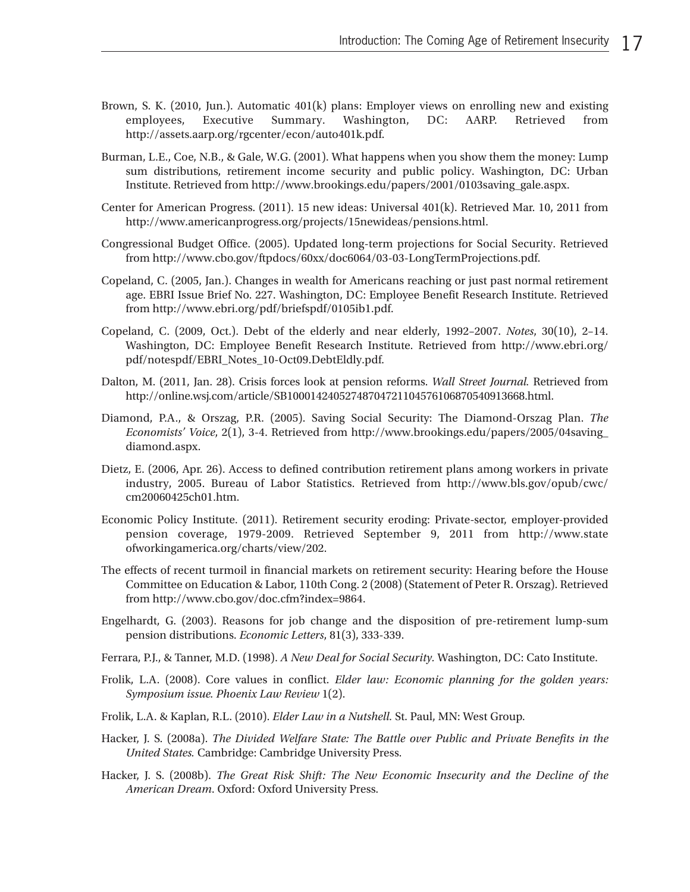Brown, S. K. (2010, Jun.). Automatic 401(k) plans: Employer views on enrolling new and existing employees, Executive Summary. Washington, DC: AARP. Retrieved from http://assets.aarp.org/rgcenter/econ/auto401k.pdf.

Burman, L.E., Coe, N.B., & Gale, W.G. (2001). What happens when you show them the money: Lump sum distributions, retirement income security and public policy. Washington, DC: Urban Institute. Retrieved from http://www.brookings.edu/papers/2001/0103saving_gale.aspx.

Center for American Progress. (2011). 15 new ideas: Universal 401(k). Retrieved Mar. 10, 2011 from http://www.americanprogress.org/projects/15newideas/pensions.html.

Congressional Budget Office. (2005). Updated long-term projections for Social Security. Retrieved from http://www.cbo.gov/ftpdocs/60xx/doc6064/03-03-LongTermProjections.pdf.

Copeland, C. (2005, Jan.). Changes in wealth for Americans reaching or just past normal retirement age. EBRI Issue Brief No. 227. Washington, DC: Employee Benefit Research Institute. Retrieved from http://www.ebri.org/pdf/briefspdf/0105ib1.pdf.

Copeland, C. (2009, Oct.). Debt of the elderly and near elderly, 1992–2007. *Notes*, 30(10), 2–14. Washington, DC: Employee Benefit Research Institute. Retrieved from http://www.ebri.org/pdf/notespdf/EBRI_Notes_10-Oct09.DebtEldly.pdf.

Dalton, M. (2011, Jan. 28). Crisis forces look at pension reforms. *Wall Street Journal*. Retrieved from http://online.wsj.com/article/SB10001424052748704721104576106870540913668.html.

Diamond, P.A., & Orszag, P.R. (2005). Saving Social Security: The Diamond-Orszag Plan. *The Economists' Voice*, 2(1), 3-4. Retrieved from http://www.brookings.edu/papers/2005/04saving_diamond.aspx.

Dietz, E. (2006, Apr. 26). Access to defined contribution retirement plans among workers in private industry, 2005. Bureau of Labor Statistics. Retrieved from http://www.bls.gov/opub/cwc/cm20060425ch01.htm.

Economic Policy Institute. (2011). Retirement security eroding: Private-sector, employer-provided pension coverage, 1979-2009. Retrieved September 9, 2011 from http://www.stateofworkingamerica.org/charts/view/202.

The effects of recent turmoil in financial markets on retirement security: Hearing before the House Committee on Education & Labor, 110th Cong. 2 (2008) (Statement of Peter R. Orszag). Retrieved from http://www.cbo.gov/doc.cfm?index=9864.

Engelhardt, G. (2003). Reasons for job change and the disposition of pre-retirement lump-sum pension distributions. *Economic Letters*, 81(3), 333-339.

Ferrara, P.J., & Tanner, M.D. (1998). *A New Deal for Social Security*. Washington, DC: Cato Institute.

Frolik, L.A. (2008). Core values in conflict. *Elder law: Economic planning for the golden years: Symposium issue. Phoenix Law Review* 1(2).

Frolik, L.A. & Kaplan, R.L. (2010). *Elder Law in a Nutshell*. St. Paul, MN: West Group.

Hacker, J. S. (2008a). *The Divided Welfare State: The Battle over Public and Private Benefits in the United States.* Cambridge: Cambridge University Press.

Hacker, J. S. (2008b). *The Great Risk Shift: The New Economic Insecurity and the Decline of the American Dream*. Oxford: Oxford University Press.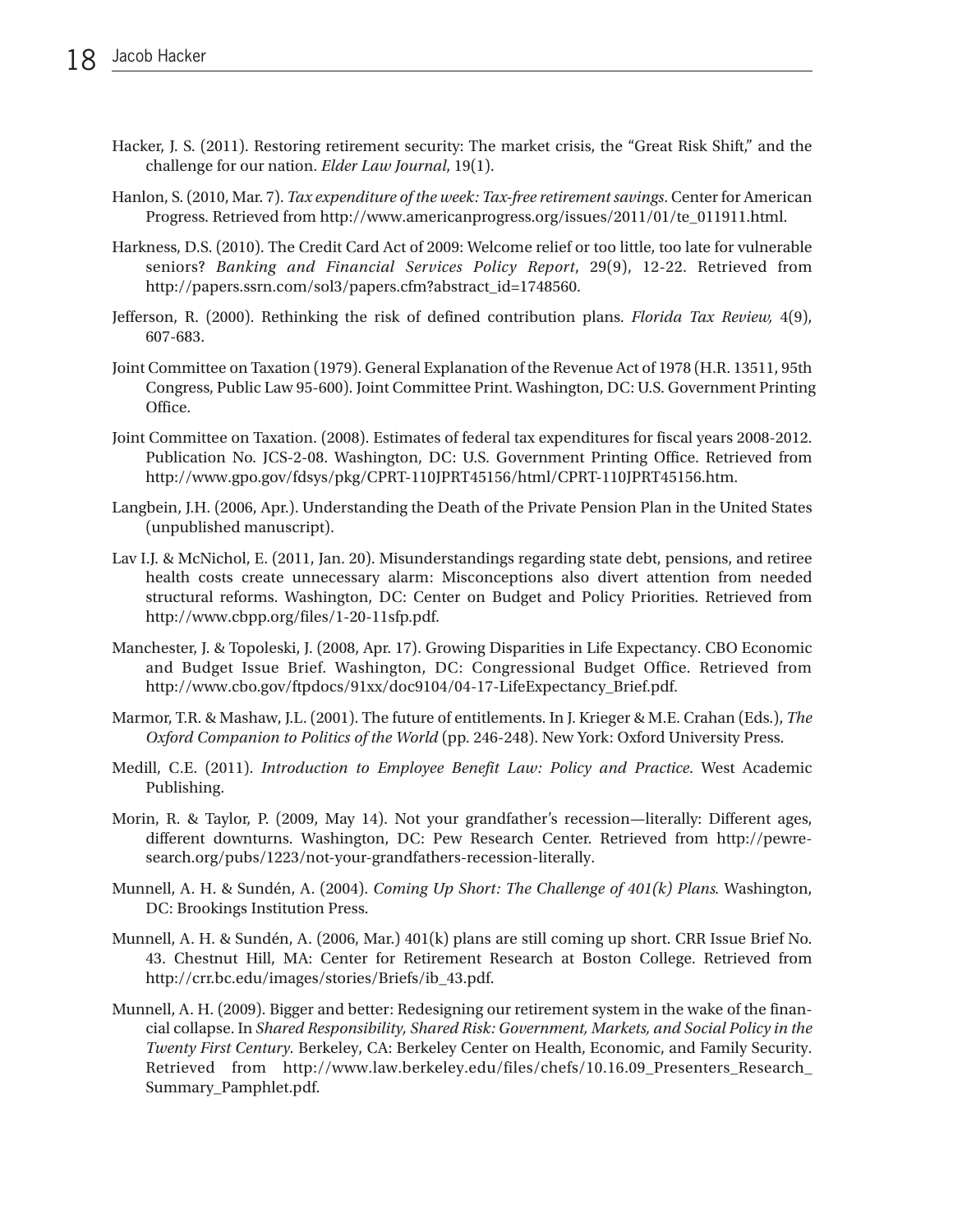Hacker, J. S. (2011). Restoring retirement security: The market crisis, the "Great Risk Shift," and the challenge for our nation. *Elder Law Journal*, 19(1).

Hanlon, S. (2010, Mar. 7). *Tax expenditure of the week: Tax-free retirement savings*. Center for American Progress. Retrieved from http://www.americanprogress.org/issues/2011/01/te_011911.html.

Harkness, D.S. (2010). The Credit Card Act of 2009: Welcome relief or too little, too late for vulnerable seniors? *Banking and Financial Services Policy Report*, 29(9), 12-22. Retrieved from http://papers.ssrn.com/sol3/papers.cfm?abstract_id=1748560.

Jefferson, R. (2000). Rethinking the risk of defined contribution plans. *Florida Tax Review,* 4(9), 607-683.

Joint Committee on Taxation (1979). General Explanation of the Revenue Act of 1978 (H.R. 13511, 95th Congress, Public Law 95-600). Joint Committee Print. Washington, DC: U.S. Government Printing Office.

Joint Committee on Taxation. (2008). Estimates of federal tax expenditures for fiscal years 2008-2012. Publication No. JCS-2-08. Washington, DC: U.S. Government Printing Office. Retrieved from http://www.gpo.gov/fdsys/pkg/CPRT-110JPRT45156/html/CPRT-110JPRT45156.htm.

Langbein, J.H. (2006, Apr.). Understanding the Death of the Private Pension Plan in the United States (unpublished manuscript).

Lav I.J. & McNichol, E. (2011, Jan. 20). Misunderstandings regarding state debt, pensions, and retiree health costs create unnecessary alarm: Misconceptions also divert attention from needed structural reforms. Washington, DC: Center on Budget and Policy Priorities. Retrieved from http://www.cbpp.org/files/1-20-11sfp.pdf.

Manchester, J. & Topoleski, J. (2008, Apr. 17). Growing Disparities in Life Expectancy. CBO Economic and Budget Issue Brief. Washington, DC: Congressional Budget Office. Retrieved from http://www.cbo.gov/ftpdocs/91xx/doc9104/04-17-LifeExpectancy_Brief.pdf.

Marmor, T.R. & Mashaw, J.L. (2001). The future of entitlements. In J. Krieger & M.E. Crahan (Eds.), *The Oxford Companion to Politics of the World* (pp. 246-248). New York: Oxford University Press.

Medill, C.E. (2011). *Introduction to Employee Benefit Law: Policy and Practice*. West Academic Publishing.

Morin, R. & Taylor, P. (2009, May 14). Not your grandfather's recession—literally: Different ages, different downturns. Washington, DC: Pew Research Center. Retrieved from http://pewresearch.org/pubs/1223/not-your-grandfathers-recession-literally.

Munnell, A. H. & Sundén, A. (2004). *Coming Up Short: The Challenge of 401(k) Plans*. Washington, DC: Brookings Institution Press.

Munnell, A. H. & Sundén, A. (2006, Mar.) 401(k) plans are still coming up short. CRR Issue Brief No. 43. Chestnut Hill, MA: Center for Retirement Research at Boston College. Retrieved from http://crr.bc.edu/images/stories/Briefs/ib_43.pdf.

Munnell, A. H. (2009). Bigger and better: Redesigning our retirement system in the wake of the financial collapse. In *Shared Responsibility, Shared Risk: Government, Markets, and Social Policy in the Twenty First Century*. Berkeley, CA: Berkeley Center on Health, Economic, and Family Security. Retrieved from http://www.law.berkeley.edu/files/chefs/10.16.09_Presenters_Research_Summary_Pamphlet.pdf.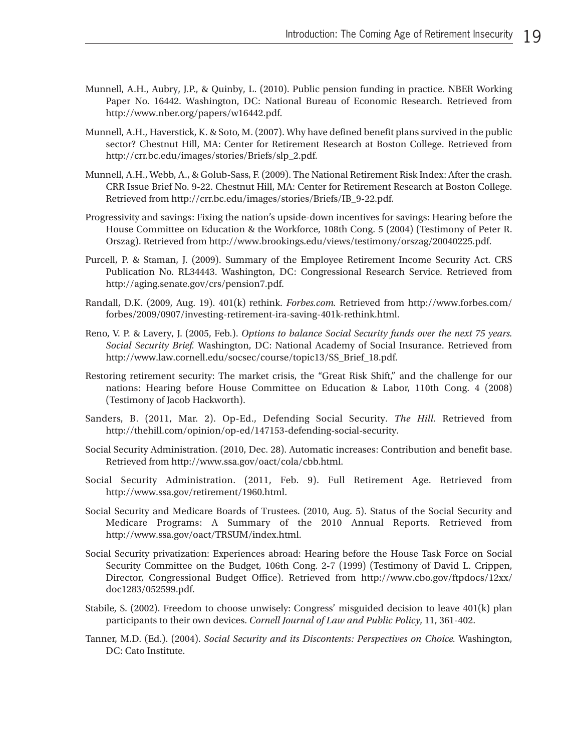Munnell, A.H., Aubry, J.P., & Quinby, L. (2010). Public pension funding in practice. NBER Working Paper No. 16442. Washington, DC: National Bureau of Economic Research. Retrieved from http://www.nber.org/papers/w16442.pdf.

Munnell, A.H., Haverstick, K. & Soto, M. (2007). Why have defined benefit plans survived in the public sector? Chestnut Hill, MA: Center for Retirement Research at Boston College. Retrieved from http://crr.bc.edu/images/stories/Briefs/slp_2.pdf.

Munnell, A.H., Webb, A., & Golub-Sass, F. (2009). The National Retirement Risk Index: After the crash. CRR Issue Brief No. 9-22. Chestnut Hill, MA: Center for Retirement Research at Boston College. Retrieved from http://crr.bc.edu/images/stories/Briefs/IB_9-22.pdf.

Progressivity and savings: Fixing the nation's upside-down incentives for savings: Hearing before the House Committee on Education & the Workforce, 108th Cong. 5 (2004) (Testimony of Peter R. Orszag). Retrieved from http://www.brookings.edu/views/testimony/orszag/20040225.pdf.

Purcell, P. & Staman, J. (2009). Summary of the Employee Retirement Income Security Act. CRS Publication No. RL34443. Washington, DC: Congressional Research Service. Retrieved from http://aging.senate.gov/crs/pension7.pdf.

Randall, D.K. (2009, Aug. 19). 401(k) rethink. *Forbes.com.* Retrieved from http://www.forbes.com/forbes/2009/0907/investing-retirement-ira-saving-401k-rethink.html.

Reno, V. P. & Lavery, J. (2005, Feb.). *Options to balance Social Security funds over the next 75 years. Social Security Brief.* Washington, DC: National Academy of Social Insurance. Retrieved from http://www.law.cornell.edu/socsec/course/topic13/SS_Brief_18.pdf.

Restoring retirement security: The market crisis, the "Great Risk Shift," and the challenge for our nations: Hearing before House Committee on Education & Labor, 110th Cong. 4 (2008) (Testimony of Jacob Hackworth).

Sanders, B. (2011, Mar. 2). Op-Ed., Defending Social Security. *The Hill.* Retrieved from http://thehill.com/opinion/op-ed/147153-defending-social-security.

Social Security Administration. (2010, Dec. 28). Automatic increases: Contribution and benefit base. Retrieved from http://www.ssa.gov/oact/cola/cbb.html.

Social Security Administration. (2011, Feb. 9). Full Retirement Age. Retrieved from http://www.ssa.gov/retirement/1960.html.

Social Security and Medicare Boards of Trustees. (2010, Aug. 5). Status of the Social Security and Medicare Programs: A Summary of the 2010 Annual Reports. Retrieved from http://www.ssa.gov/oact/TRSUM/index.html.

Social Security privatization: Experiences abroad: Hearing before the House Task Force on Social Security Committee on the Budget, 106th Cong. 2-7 (1999) (Testimony of David L. Crippen, Director, Congressional Budget Office). Retrieved from http://www.cbo.gov/ftpdocs/12xx/doc1283/052599.pdf.

Stabile, S. (2002). Freedom to choose unwisely: Congress' misguided decision to leave 401(k) plan participants to their own devices. *Cornell Journal of Law and Public Policy*, 11, 361-402.

Tanner, M.D. (Ed.). (2004). *Social Security and its Discontents: Perspectives on Choice.* Washington, DC: Cato Institute.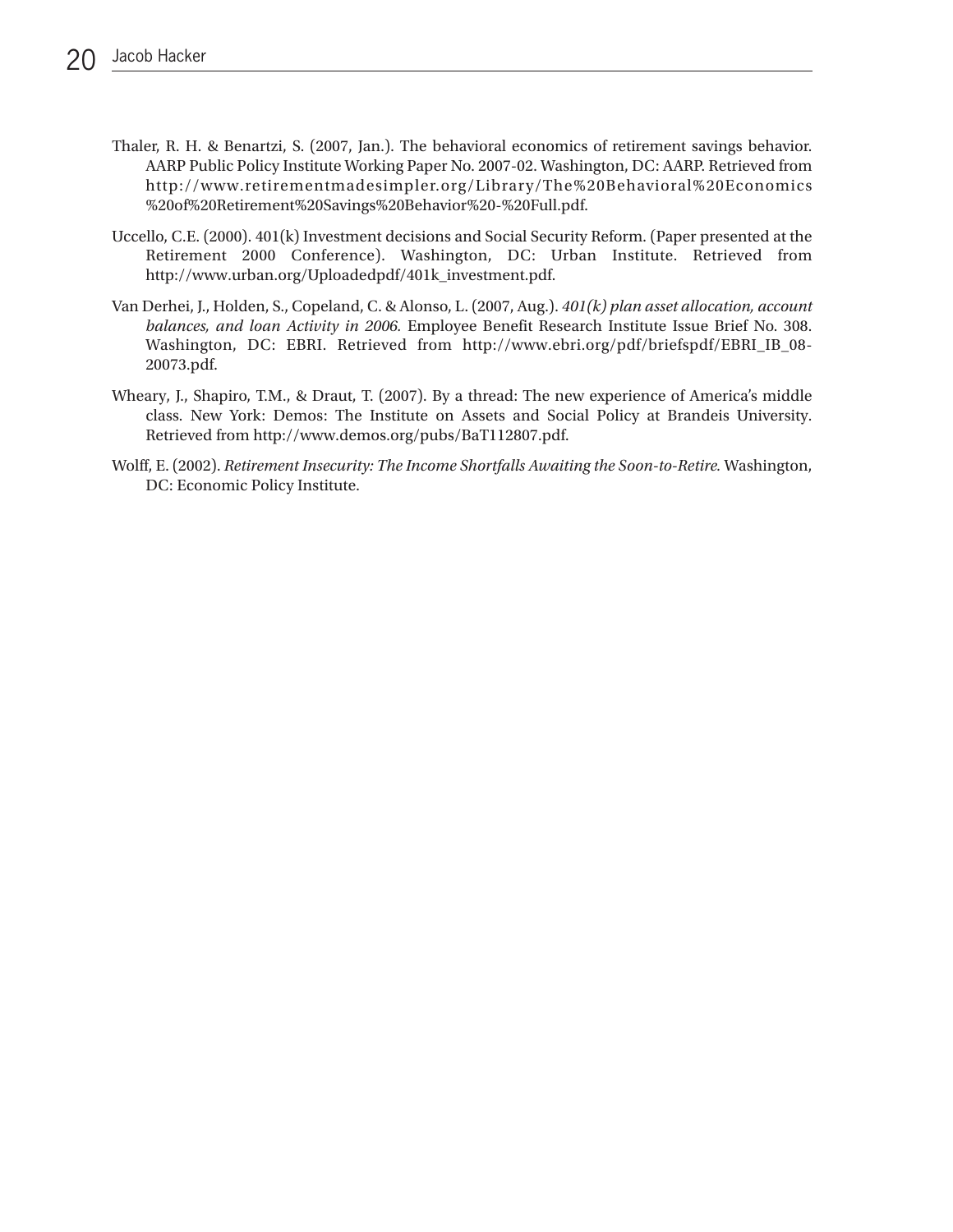Thaler, R. H. & Benartzi, S. (2007, Jan.). The behavioral economics of retirement savings behavior. AARP Public Policy Institute Working Paper No. 2007-02. Washington, DC: AARP. Retrieved from http://www.retirementmadesimpler.org/Library/The%20Behavioral%20Economics%20of%20Retirement%20Savings%20Behavior%20-%20Full.pdf.

Uccello, C.E. (2000). 401(k) Investment decisions and Social Security Reform. (Paper presented at the Retirement 2000 Conference). Washington, DC: Urban Institute. Retrieved from http://www.urban.org/Uploadedpdf/401k_investment.pdf.

Van Derhei, J., Holden, S., Copeland, C. & Alonso, L. (2007, Aug.). *401(k) plan asset allocation, account balances, and loan Activity in 2006.* Employee Benefit Research Institute Issue Brief No. 308. Washington, DC: EBRI. Retrieved from http://www.ebri.org/pdf/briefspdf/EBRI_IB_08-20073.pdf.

Wheary, J., Shapiro, T.M., & Draut, T. (2007). By a thread: The new experience of America's middle class. New York: Demos: The Institute on Assets and Social Policy at Brandeis University. Retrieved from http://www.demos.org/pubs/BaT112807.pdf.

Wolff, E. (2002). *Retirement Insecurity: The Income Shortfalls Awaiting the Soon-to-Retire*. Washington, DC: Economic Policy Institute.